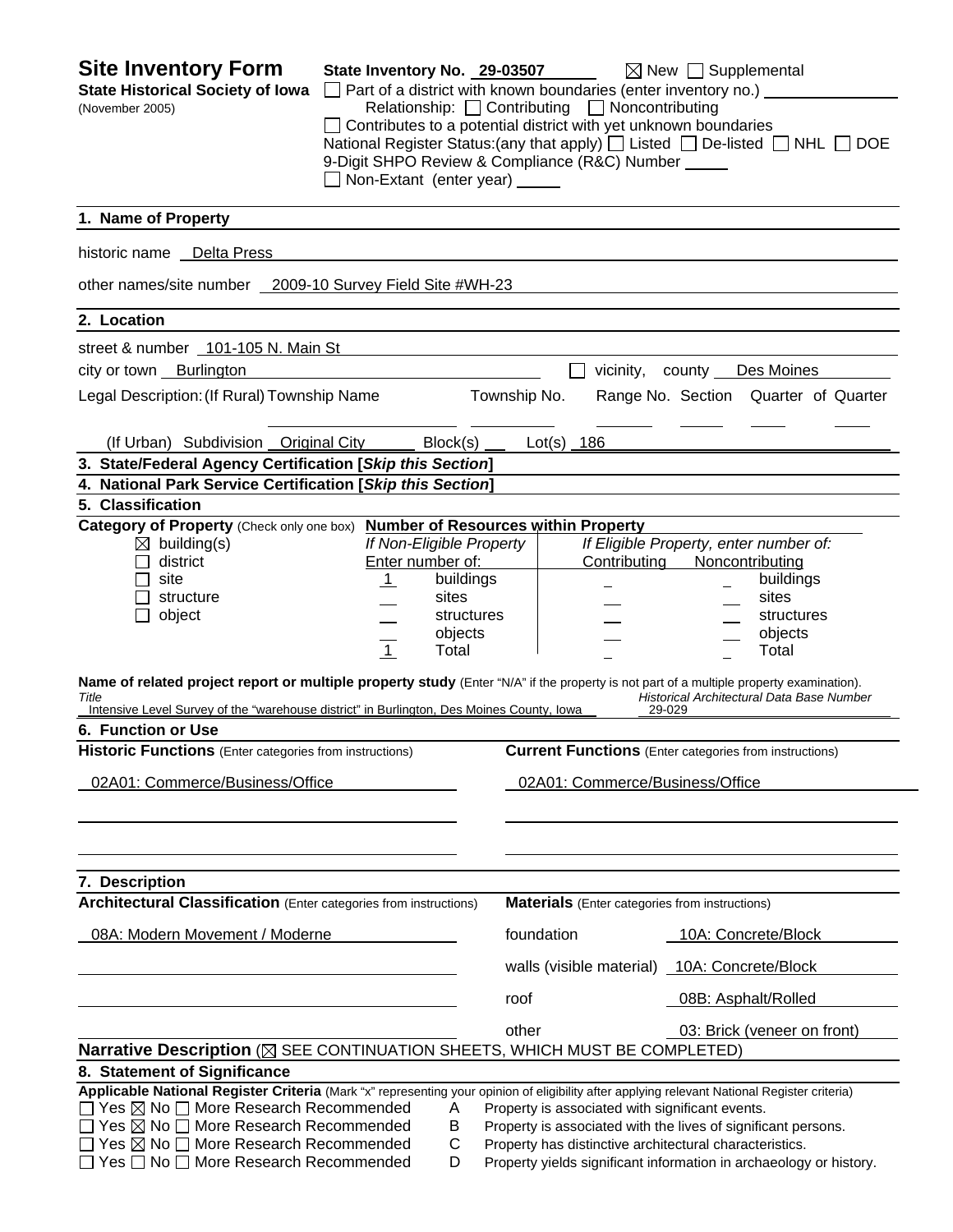# Site Inventory Form

**State Historical Society of Iowa**
(November 2005)

**State Inventory No.** 29-03507 ☒ New ☐ Supplemental

☐ Part of a district with known boundaries (enter inventory no.)

Relationship: ☐ Contributing ☐ Noncontributing

☐ Contributes to a potential district with yet unknown boundaries

National Register Status:(any that apply) ☐ Listed ☐ De-listed ☐ NHL ☐ DOE

9-Digit SHPO Review & Compliance (R&C) Number

☐ Non-Extant (enter year)

## 1. Name of Property

historic name Delta Press

other names/site number 2009-10 Survey Field Site #WH-23

## 2. Location

street & number 101-105 N. Main St

city or town Burlington ☐ vicinity, county Des Moines

Legal Description: (If Rural) Township Name Township No. Range No. Section Quarter of Quarter

(If Urban) Subdivision Original City Block(s) Lot(s) 186

## 3. State/Federal Agency Certification [*Skip this Section*]

## 4. National Park Service Certification [*Skip this Section*]

## 5. Classification

**Category of Property** (Check only one box)

☒ building(s)
☐ district
☐ site
☐ structure
☐ object

**Number of Resources within Property**

| If Non-Eligible Property Enter number of: | | If Eligible Property, enter number of: Contributing | Noncontributing | |
|---|---|---|---|---|
| 1 | buildings | | | buildings |
| | sites | | | sites |
| | structures | | | structures |
| | objects | | | objects |
| 1 | Total | | | Total |

**Name of related project report or multiple property study** (Enter "N/A" if the property is not part of a multiple property examination).

| *Title* | *Historical Architectural Data Base Number* |
|---|---|
| Intensive Level Survey of the "warehouse district" in Burlington, Des Moines County, Iowa | 29-029 |

## 6. Function or Use

| **Historic Functions** (Enter categories from instructions) | **Current Functions** (Enter categories from instructions) |
|---|---|
| 02A01: Commerce/Business/Office | 02A01: Commerce/Business/Office |

## 7. Description

**Architectural Classification** (Enter categories from instructions)

08A: Modern Movement / Moderne

**Materials** (Enter categories from instructions)

| | |
|---|---|
| foundation | 10A: Concrete/Block |
| walls (visible material) | 10A: Concrete/Block |
| roof | 08B: Asphalt/Rolled |
| other | 03: Brick (veneer on front) |

**Narrative Description** (☒ SEE CONTINUATION SHEETS, WHICH MUST BE COMPLETED)

## 8. Statement of Significance

**Applicable National Register Criteria** (Mark "x" representing your opinion of eligibility after applying relevant National Register criteria)

☐ Yes ☒ No ☐ More Research Recommended A Property is associated with significant events.
☐ Yes ☒ No ☐ More Research Recommended B Property is associated with the lives of significant persons.
☐ Yes ☒ No ☐ More Research Recommended C Property has distinctive architectural characteristics.
☐ Yes ☐ No ☐ More Research Recommended D Property yields significant information in archaeology or history.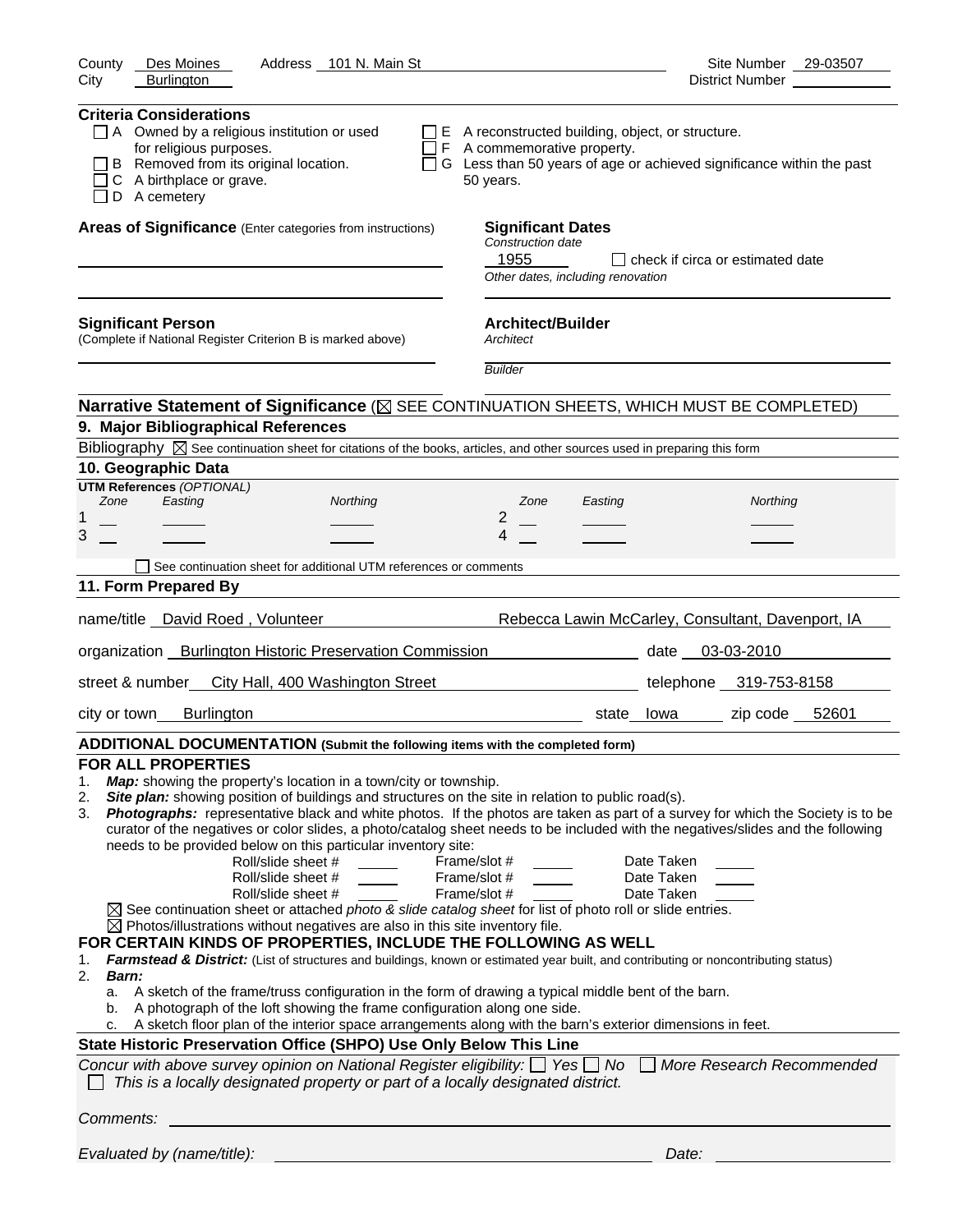County Des Moines Address 101 N. Main St Site Number 29-03507
City Burlington District Number

**Criteria Considerations**

- ☐ A Owned by a religious institution or used for religious purposes.
- ☐ B Removed from its original location.
- ☐ C A birthplace or grave.
- ☐ D A cemetery
- ☐ E A reconstructed building, object, or structure.
- ☐ F A commemorative property.
- ☐ G Less than 50 years of age or achieved significance within the past 50 years.

**Areas of Significance** (Enter categories from instructions)

**Significant Dates**
*Construction date*
1955 ☐ check if circa or estimated date
*Other dates, including renovation*

**Significant Person**
(Complete if National Register Criterion B is marked above)

**Architect/Builder**
*Architect*

*Builder*

**Narrative Statement of Significance** (☒ SEE CONTINUATION SHEETS, WHICH MUST BE COMPLETED)

## 9. Major Bibliographical References

Bibliography ☒ See continuation sheet for citations of the books, articles, and other sources used in preparing this form

## 10. Geographic Data

**UTM References** *(OPTIONAL)*

| | Zone | Easting | Northing | | Zone | Easting | Northing |
|---|---|---|---|---|---|---|---|
| 1 | | | | 2 | | | |
| 3 | | | | 4 | | | |

☐ See continuation sheet for additional UTM references or comments

## 11. Form Prepared By

name/title David Roed , Volunteer Rebecca Lawin McCarley, Consultant, Davenport, IA

organization Burlington Historic Preservation Commission date 03-03-2010

street & number City Hall, 400 Washington Street telephone 319-753-8158

city or town Burlington state Iowa zip code 52601

**ADDITIONAL DOCUMENTATION (Submit the following items with the completed form)**

**FOR ALL PROPERTIES**

1. ***Map:*** showing the property's location in a town/city or township.
2. ***Site plan:*** showing position of buildings and structures on the site in relation to public road(s).
3. ***Photographs:*** representative black and white photos. If the photos are taken as part of a survey for which the Society is to be curator of the negatives or color slides, a photo/catalog sheet needs to be included with the negatives/slides and the following needs to be provided below on this particular inventory site:

| Roll/slide sheet # | Frame/slot # | Date Taken |
|---|---|---|
| Roll/slide sheet # | Frame/slot # | Date Taken |
| Roll/slide sheet # | Frame/slot # | Date Taken |

☒ See continuation sheet or attached *photo & slide catalog sheet* for list of photo roll or slide entries.
☒ Photos/illustrations without negatives are also in this site inventory file.

**FOR CERTAIN KINDS OF PROPERTIES, INCLUDE THE FOLLOWING AS WELL**

1. ***Farmstead & District:*** (List of structures and buildings, known or estimated year built, and contributing or noncontributing status)
2. ***Barn:***
   a. A sketch of the frame/truss configuration in the form of drawing a typical middle bent of the barn.
   b. A photograph of the loft showing the frame configuration along one side.
   c. A sketch floor plan of the interior space arrangements along with the barn's exterior dimensions in feet.

**State Historic Preservation Office (SHPO) Use Only Below This Line**

*Concur with above survey opinion on National Register eligibility:* ☐ *Yes* ☐ *No* ☐ *More Research Recommended*
☐ *This is a locally designated property or part of a locally designated district.*

*Comments:*

*Evaluated by (name/title):* *Date:*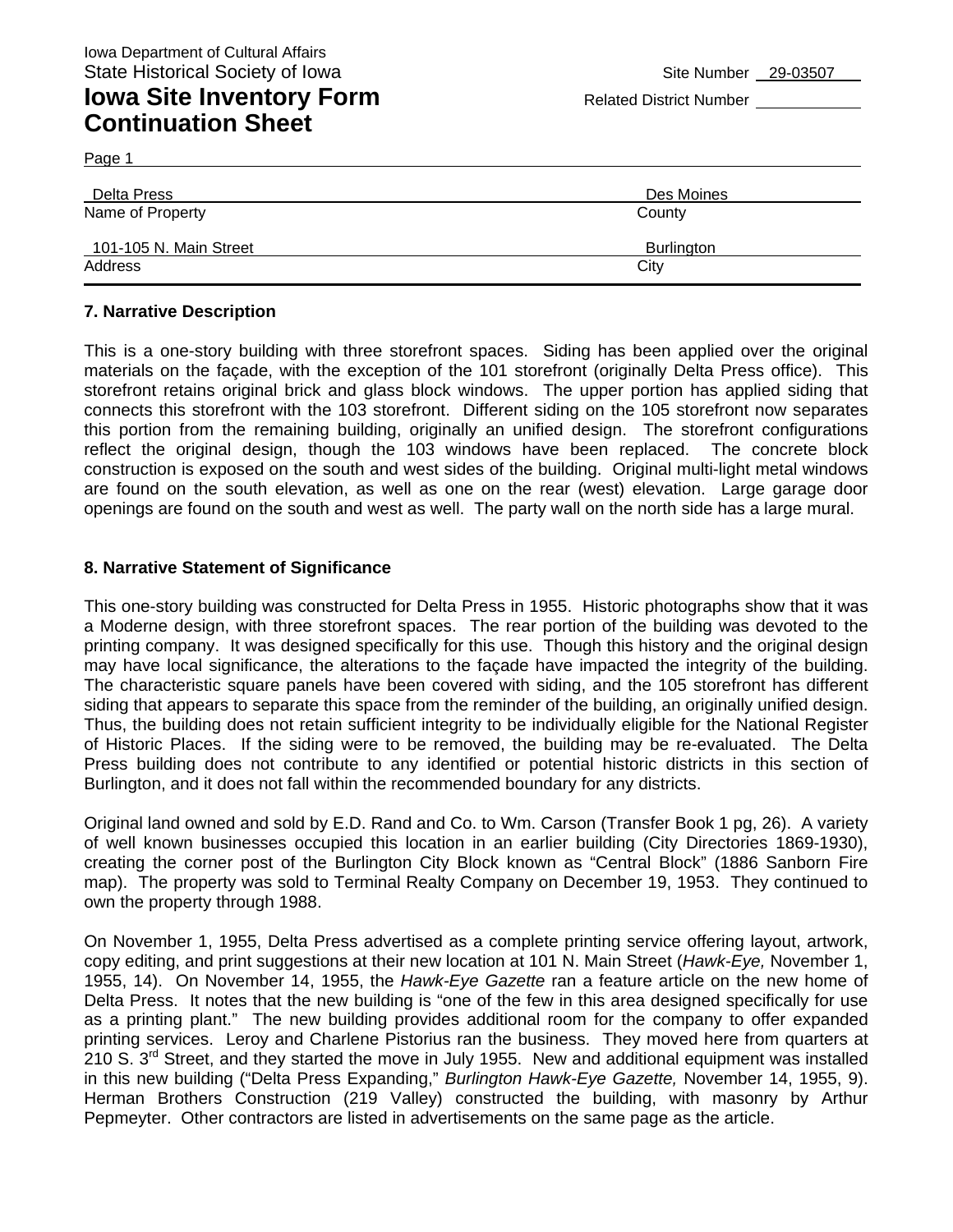Iowa Department of Cultural Affairs
State Historical Society of Iowa

Site Number 29-03507

# Iowa Site Inventory Form Continuation Sheet

Related District Number

Page 1

| Delta Press | Des Moines |
|---|---|
| Name of Property | County |
| 101-105 N. Main Street | Burlington |
| Address | City |

## 7. Narrative Description

This is a one-story building with three storefront spaces. Siding has been applied over the original materials on the façade, with the exception of the 101 storefront (originally Delta Press office). This storefront retains original brick and glass block windows. The upper portion has applied siding that connects this storefront with the 103 storefront. Different siding on the 105 storefront now separates this portion from the remaining building, originally an unified design. The storefront configurations reflect the original design, though the 103 windows have been replaced. The concrete block construction is exposed on the south and west sides of the building. Original multi-light metal windows are found on the south elevation, as well as one on the rear (west) elevation. Large garage door openings are found on the south and west as well. The party wall on the north side has a large mural.

## 8. Narrative Statement of Significance

This one-story building was constructed for Delta Press in 1955. Historic photographs show that it was a Moderne design, with three storefront spaces. The rear portion of the building was devoted to the printing company. It was designed specifically for this use. Though this history and the original design may have local significance, the alterations to the façade have impacted the integrity of the building. The characteristic square panels have been covered with siding, and the 105 storefront has different siding that appears to separate this space from the reminder of the building, an originally unified design. Thus, the building does not retain sufficient integrity to be individually eligible for the National Register of Historic Places. If the siding were to be removed, the building may be re-evaluated. The Delta Press building does not contribute to any identified or potential historic districts in this section of Burlington, and it does not fall within the recommended boundary for any districts.

Original land owned and sold by E.D. Rand and Co. to Wm. Carson (Transfer Book 1 pg, 26). A variety of well known businesses occupied this location in an earlier building (City Directories 1869-1930), creating the corner post of the Burlington City Block known as "Central Block" (1886 Sanborn Fire map). The property was sold to Terminal Realty Company on December 19, 1953. They continued to own the property through 1988.

On November 1, 1955, Delta Press advertised as a complete printing service offering layout, artwork, copy editing, and print suggestions at their new location at 101 N. Main Street (*Hawk-Eye,* November 1, 1955, 14). On November 14, 1955, the *Hawk-Eye Gazette* ran a feature article on the new home of Delta Press. It notes that the new building is "one of the few in this area designed specifically for use as a printing plant." The new building provides additional room for the company to offer expanded printing services. Leroy and Charlene Pistorius ran the business. They moved here from quarters at 210 S. 3rd Street, and they started the move in July 1955. New and additional equipment was installed in this new building ("Delta Press Expanding," *Burlington Hawk-Eye Gazette,* November 14, 1955, 9). Herman Brothers Construction (219 Valley) constructed the building, with masonry by Arthur Pepmeyter. Other contractors are listed in advertisements on the same page as the article.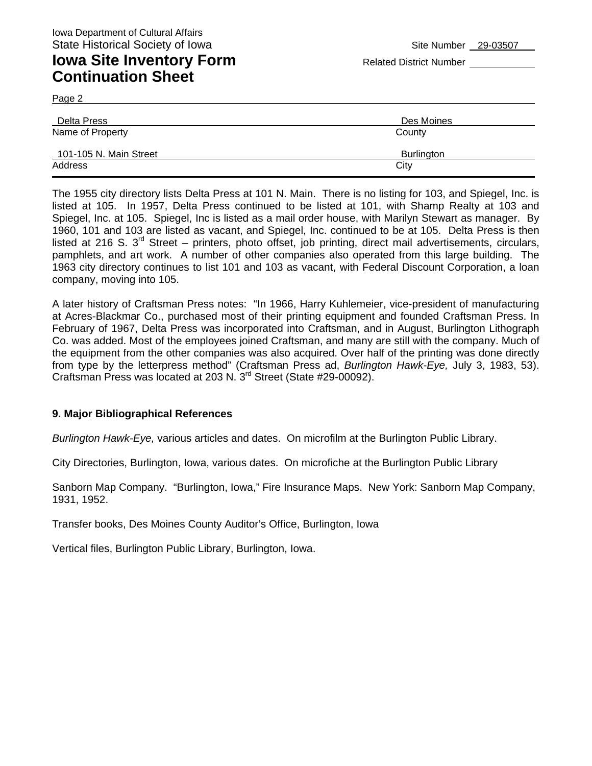The 1955 city directory lists Delta Press at 101 N. Main. There is no listing for 103, and Spiegel, Inc. is listed at 105. In 1957, Delta Press continued to be listed at 101, with Shamp Realty at 103 and Spiegel, Inc. at 105. Spiegel, Inc is listed as a mail order house, with Marilyn Stewart as manager. By 1960, 101 and 103 are listed as vacant, and Spiegel, Inc. continued to be at 105. Delta Press is then listed at 216 S. 3rd Street – printers, photo offset, job printing, direct mail advertisements, circulars, pamphlets, and art work. A number of other companies also operated from this large building. The 1963 city directory continues to list 101 and 103 as vacant, with Federal Discount Corporation, a loan company, moving into 105.

A later history of Craftsman Press notes: "In 1966, Harry Kuhlemeier, vice-president of manufacturing at Acres-Blackmar Co., purchased most of their printing equipment and founded Craftsman Press. In February of 1967, Delta Press was incorporated into Craftsman, and in August, Burlington Lithograph Co. was added. Most of the employees joined Craftsman, and many are still with the company. Much of the equipment from the other companies was also acquired. Over half of the printing was done directly from type by the letterpress method" (Craftsman Press ad, *Burlington Hawk-Eye,* July 3, 1983, 53). Craftsman Press was located at 203 N. 3rd Street (State #29-00092).

## 9. Major Bibliographical References

*Burlington Hawk-Eye,* various articles and dates. On microfilm at the Burlington Public Library.

City Directories, Burlington, Iowa, various dates. On microfiche at the Burlington Public Library

Sanborn Map Company. "Burlington, Iowa," Fire Insurance Maps. New York: Sanborn Map Company, 1931, 1952.

Transfer books, Des Moines County Auditor's Office, Burlington, Iowa

Vertical files, Burlington Public Library, Burlington, Iowa.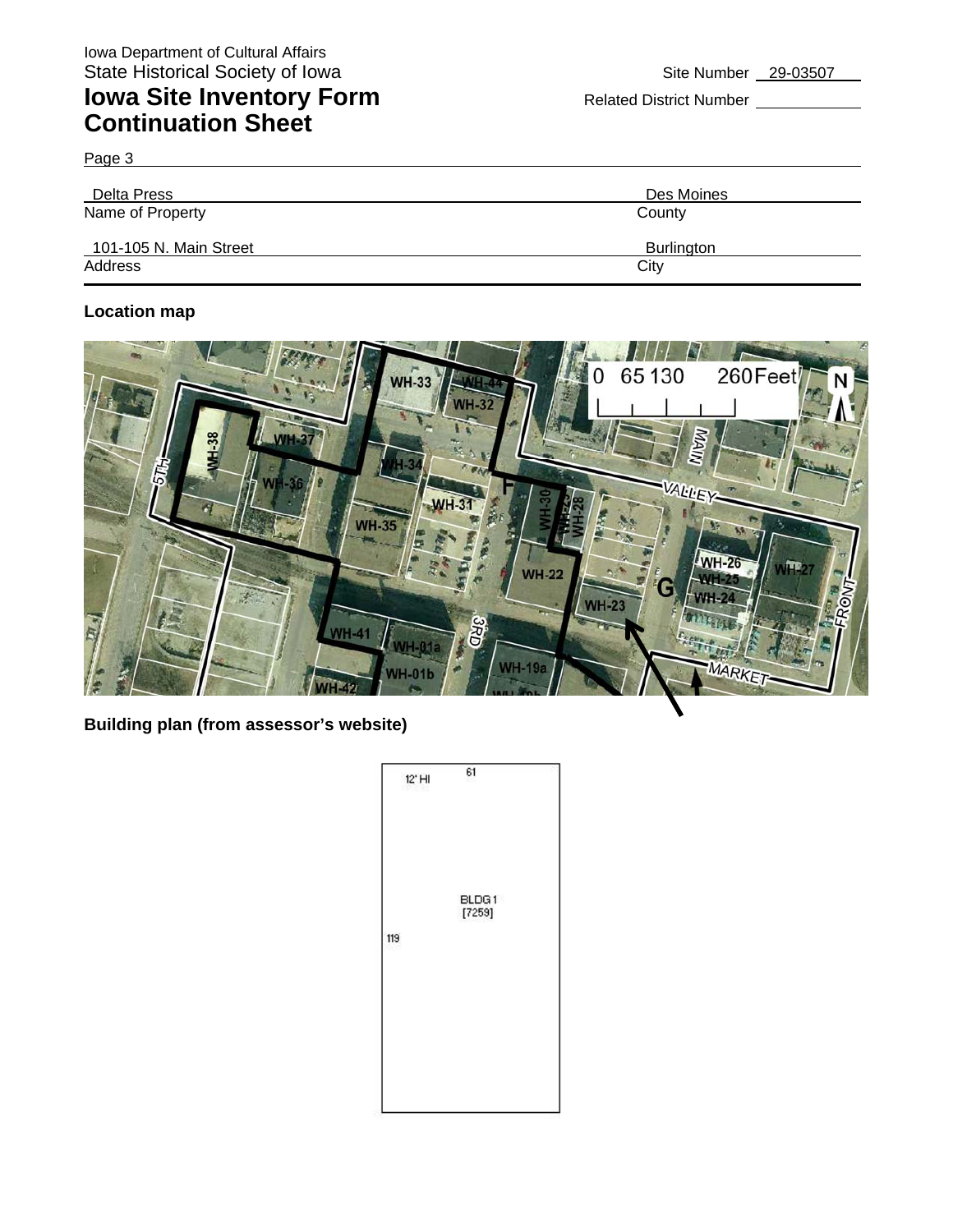Iowa Department of Cultural Affairs
State Historical Society of Iowa

# Iowa Site Inventory Form Continuation Sheet

Site Number 29-03507

Related District Number

Page 3

| Delta Press | Des Moines |
|---|---|
| Name of Property | County |
| 101-105 N. Main Street | Burlington |
| Address | City |

**Location map**

**Building plan (from assessor's website)**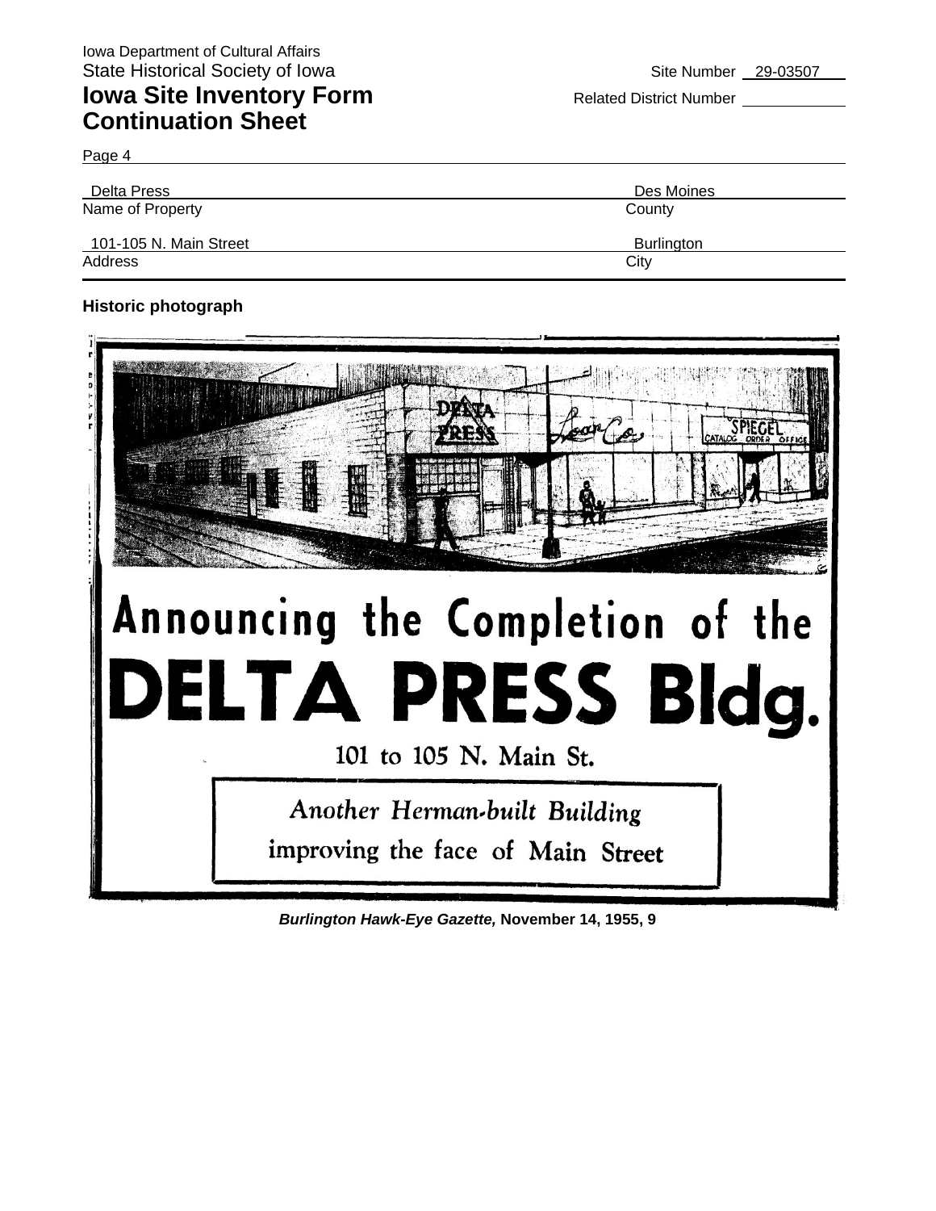Iowa Department of Cultural Affairs
State Historical Society of Iowa

Site Number 29-03507

# Iowa Site Inventory Form Continuation Sheet

Related District Number

Page 4

| Delta Press | Des Moines |
|---|---|
| Name of Property | County |
| 101-105 N. Main Street | Burlington |
| Address | City |

**Historic photograph**

Announcing the Completion of the

DELTA PRESS Bldg.

101 to 105 N. Main St.

*Another Herman-built Building*
improving the face of Main Street

***Burlington Hawk-Eye Gazette,* November 14, 1955, 9**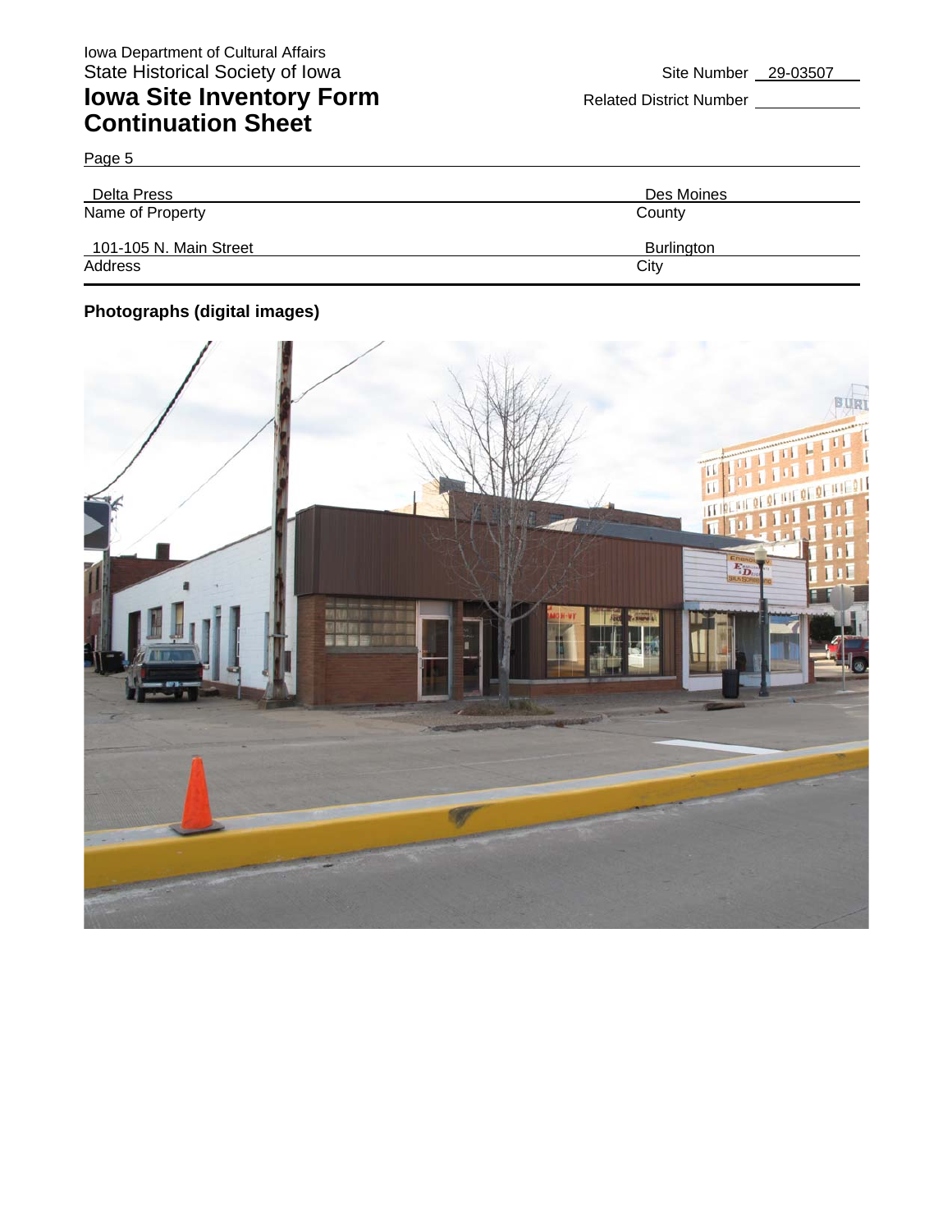Iowa Department of Cultural Affairs
State Historical Society of Iowa

# Iowa Site Inventory Form Continuation Sheet

Site Number 29-03507

Related District Number

Page 5

| Delta Press | Des Moines |
|---|---|
| Name of Property | County |
| 101-105 N. Main Street | Burlington |
| Address | City |

**Photographs (digital images)**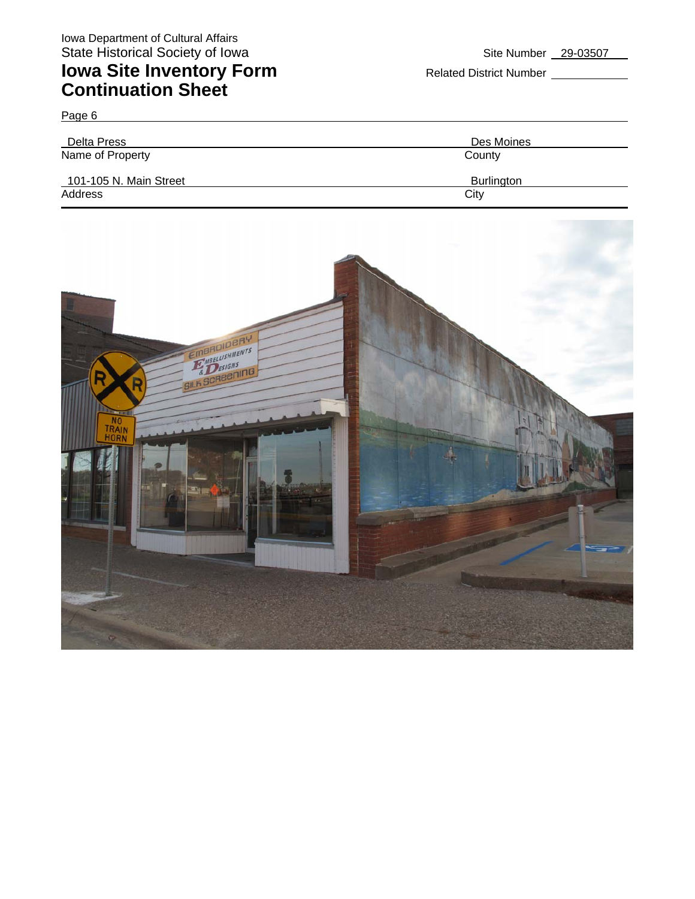Iowa Department of Cultural Affairs
State Historical Society of Iowa

# Iowa Site Inventory Form
# Continuation Sheet

Site Number 29-03507

Related District Number

Page 6

| Delta Press | Des Moines |
|---|---|
| Name of Property | County |
| 101-105 N. Main Street | Burlington |
| Address | City |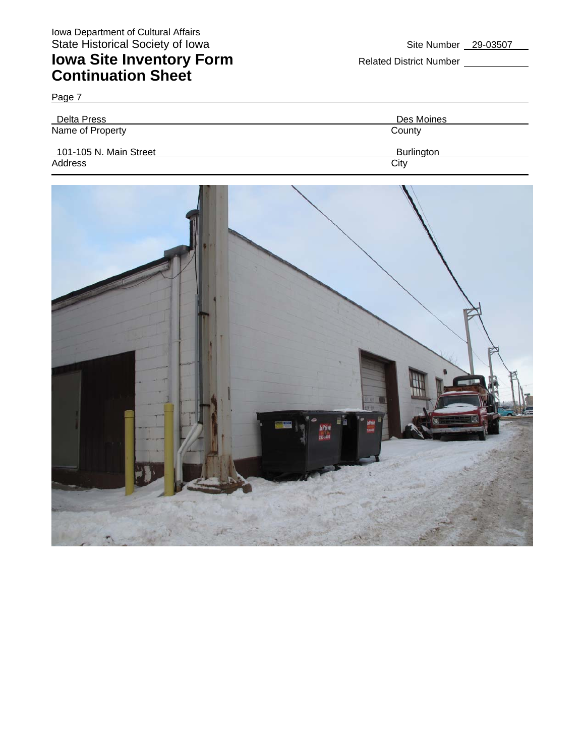Iowa Department of Cultural Affairs
State Historical Society of Iowa

# Iowa Site Inventory Form Continuation Sheet

Site Number 29-03507

Related District Number

Page 7

| Delta Press | Des Moines |
|---|---|
| Name of Property | County |
| 101-105 N. Main Street | Burlington |
| Address | City |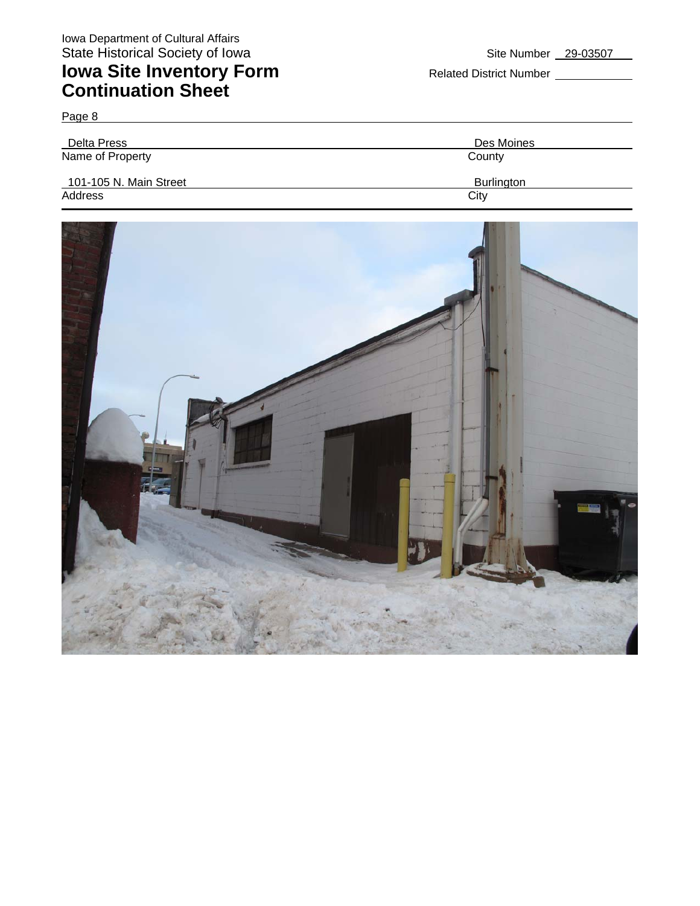Iowa Department of Cultural Affairs
State Historical Society of Iowa

# Iowa Site Inventory Form
## Continuation Sheet

Site Number 29-03507

Related District Number

Page 8

| | |
|---|---|
| Delta Press | Des Moines |
| Name of Property | County |
| 101-105 N. Main Street | Burlington |
| Address | City |